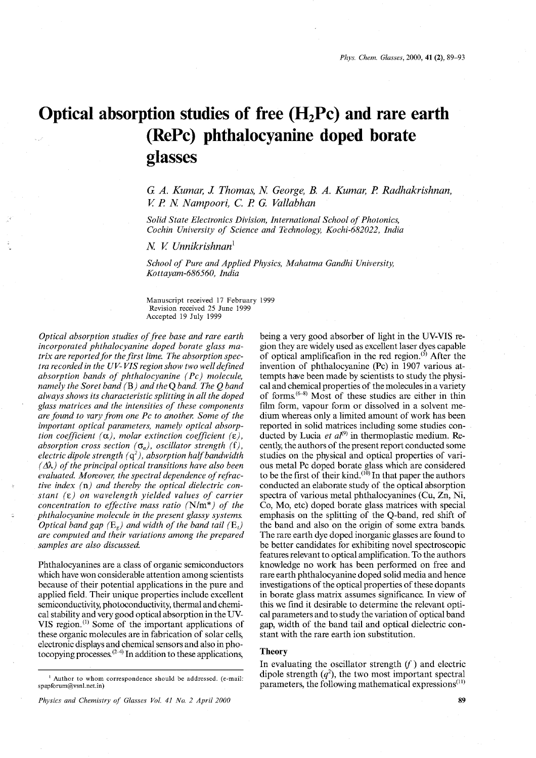# Optical absorption studies of free ($H_2Pc$) and rare earth (RePc) phthalocyanine doped borate glasses

*G. A. Kumar, J. Thomas, N. George, B. A. Kumar, P. Radhakrishnan, V. P. N. Nampoori, C. P. G. Vallabhan*

*Solid State Electronics Division, International School of Photonics, Cochin University of Science and Technology, Kochi-682022, India*

*N. V. Unnikrishnan*[1]

*School of Pure and Applied Physics, Mahatma Gandhi University, Kottayam-686560, India*

Manuscript received 17 February 1999
Revision received 25 June 1999
Accepted 19 July 1999

*Optical absorption studies of free base and rare earth incorporated phthalocyanine doped borate glass matrix are reported for the first time. The absorption spectra recorded in the UV-VIS region show two well defined absorption bands of phthalocyanine (Pc) molecule, namely the Soret band (B) and the Q band. The Q band always shows its characteristic splitting in all the doped glass matrices and the intensities of these components are found to vary from one Pc to another. Some of the important optical parameters, namely optical absorption coefficient ($\alpha$), molar extinction coefficient ($\varepsilon$), absorption cross section ($\sigma_a$), oscillator strength (f), electric dipole strength ($q^2$), absorption half bandwidth ($\Delta\lambda$) of the principal optical transitions have also been evaluated. Moreover, the spectral dependence of refractive index (n) and thereby the optical dielectric constant ($\varepsilon$) on wavelength yielded values of carrier concentration to effective mass ratio ($N/m^*$) of the phthalocyanine molecule in the present glassy systems. Optical band gap ($E_g$) and width of the band tail ($E_t$) are computed and their variations among the prepared samples are also discussed.*

Phthalocyanines are a class of organic semiconductors which have won considerable attention among scientists because of their potential applications in the pure and applied field. Their unique properties include excellent semiconductivity, photoconductivity, thermal and chemical stability and very good optical absorption in the UV-VIS region.[1] Some of the important applications of these organic molecules are in fabrication of solar cells, electronic displays and chemical sensors and also in photocopying processes.[2-4] In addition to these applications, being a very good absorber of light in the UV-VIS region they are widely used as excellent laser dyes capable of optical amplification in the red region.[5] After the invention of phthalocyanine (Pc) in 1907 various attempts have been made by scientists to study the physical and chemical properties of the molecules in a variety of forms.[6-8] Most of these studies are either in thin film form, vapour form or dissolved in a solvent medium whereas only a limited amount of work has been reported in solid matrices including some studies conducted by Lucia *et al*[9] in thermoplastic medium. Recently, the authors of the present report conducted some studies on the physical and optical properties of various metal Pc doped borate glass which are considered to be the first of their kind.[10] In that paper the authors conducted an elaborate study of the optical absorption spectra of various metal phthalocyanines (Cu, Zn, Ni, Co, Mo, etc) doped borate glass matrices with special emphasis on the splitting of the Q-band, red shift of the band and also on the origin of some extra bands. The rare earth dye doped inorganic glasses are found to be better candidates for exhibiting novel spectroscopic features relevant to optical amplification. To the authors knowledge no work has been performed on free and rare earth phthalocyanine doped solid media and hence investigations of the optical properties of these dopants in borate glass matrix assumes significance. In view of this we find it desirable to determine the relevant optical parameters and to study the variation of optical band gap, width of the band tail and optical dielectric constant with the rare earth ion substitution.

## Theory

In evaluating the oscillator strength ($f$) and electric dipole strength ($q^2$), the two most important spectral parameters, the following mathematical expressions[11]

[1] Author to whom correspondence should be addressed. (e-mail: spapforum@vsnl.net.in)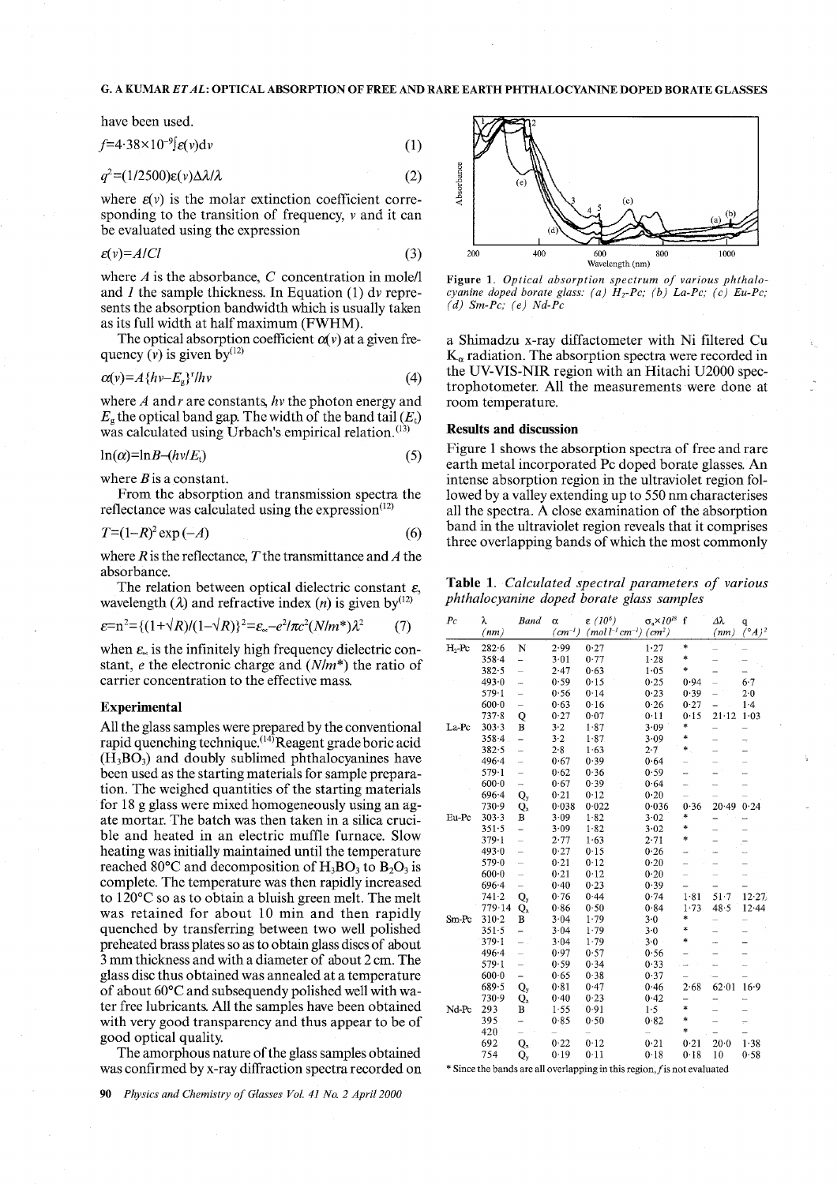have been used.

$$f=4.38\times10^{-9}\int\varepsilon(\nu)d\nu \tag{1}$$

$$q^2=(1/2500)\varepsilon(\nu)\Delta\lambda/\lambda \tag{2}$$

where $\varepsilon(\nu)$ is the molar extinction coefficient corresponding to the transition of frequency, $\nu$ and it can be evaluated using the expression

$$\varepsilon(\nu)=A/Cl \tag{3}$$

where $A$ is the absorbance, $C$ concentration in mole/l and $l$ the sample thickness. In Equation (1) $d\nu$ represents the absorption bandwidth which is usually taken as its full width at half maximum (FWHM).

The optical absorption coefficient $\alpha(\nu)$ at a given frequency ($\nu$) is given by[12]

$$\alpha(\nu)=A\{h\nu-E_g\}^r/h\nu \tag{4}$$

where $A$ and $r$ are constants, $h\nu$ the photon energy and $E_g$ the optical band gap. The width of the band tail ($E_t$) was calculated using Urbach's empirical relation.[13]

$$\ln(\alpha)=\ln B-(h\nu/E_t) \tag{5}$$

where $B$ is a constant.

From the absorption and transmission spectra the reflectance was calculated using the expression[12]

$$T=(1-R)^2\exp(-A) \tag{6}$$

where $R$ is the reflectance, $T$ the transmittance and $A$ the absorbance.

The relation between optical dielectric constant $\varepsilon$, wavelength ($\lambda$) and refractive index ($n$) is given by[12]

$$\varepsilon=n^2=\{(1+\sqrt{R})/(1-\sqrt{R})\}^2=\varepsilon_\infty-e^2/\pi c^2(N/m^*)\lambda^2 \tag{7}$$

when $\varepsilon_\infty$ is the infinitely high frequency dielectric constant, $e$ the electronic charge and ($N/m^*$) the ratio of carrier concentration to the effective mass.

## Experimental

All the glass samples were prepared by the conventional rapid quenching technique.[14] Reagent grade boric acid ($H_3BO_3$) and doubly sublimed phthalocyanines have been used as the starting materials for sample preparation. The weighed quantities of the starting materials for 18 g glass were mixed homogeneously using an agate mortar. The batch was then taken in a silica crucible and heated in an electric muffle furnace. Slow heating was initially maintained until the temperature reached 80°C and decomposition of $H_3BO_3$ to $B_2O_3$ is complete. The temperature was then rapidly increased to 120°C so as to obtain a bluish green melt. The melt was retained for about 10 min and then rapidly quenched by transferring between two well polished preheated brass plates so as to obtain glass discs of about 3 mm thickness and with a diameter of about 2 cm. The glass disc thus obtained was annealed at a temperature of about 60°C and subsequendy polished well with water free lubricants. All the samples have been obtained with very good transparency and thus appear to be of good optical quality.

The amorphous nature of the glass samples obtained was confirmed by x-ray diffraction spectra recorded on a Shimadzu x-ray diffactometer with Ni filtered Cu $K_\alpha$ radiation. The absorption spectra were recorded in the UV-VIS-NIR region with an Hitachi U2000 spectrophotometer. All the measurements were done at room temperature.

Figure 1. *Optical absorption spectrum of various phthalocyanine doped borate glass: (a) $H_2$-Pc; (b) La-Pc; (c) Eu-Pc; (d) Sm-Pc; (e) Nd-Pc*

## Results and discussion

Figure 1 shows the absorption spectra of free and rare earth metal incorporated Pc doped borate glasses. An intense absorption region in the ultraviolet region followed by a valley extending up to 550 nm characterises all the spectra. A close examination of the absorption band in the ultraviolet region reveals that it comprises three overlapping bands of which the most commonly

**Table 1.** *Calculated spectral parameters of various phthalocyanine doped borate glass samples*

| Pc | λ (nm) | Band | α (cm⁻¹) | ε (10⁶) (mol l⁻¹ cm⁻¹) | $\sigma_a\times10^{18}$ (cm²) | f | Δλ (nm) | q (°A)² |
|---|---|---|---|---|---|---|---|---|
| $H_2$-Pc | 282·6 | N | 2·99 | 0·27 | 1·27 | * | – | – |
| | 358·4 | – | 3·01 | 0·77 | 1·28 | * | – | – |
| | 382·5 | – | 2·47 | 0·63 | 1·05 | * | – | – |
| | 493·0 | – | 0·59 | 0·15 | 0·25 | 0·94 | – | 6·7 |
| | 579·1 | – | 0·56 | 0·14 | 0·23 | 0·39 | – | 2·0 |
| | 600·0 | – | 0·63 | 0·16 | 0·26 | 0·27 | – | 1·4 |
| | 737·8 | Q | 0·27 | 0·07 | 0·11 | 0·15 | 21·12 | 1·03 |
| La-Pc | 303·3 | B | 3·2 | 1·87 | 3·09 | * | – | – |
| | 358·4 | – | 3·2 | 1·87 | 3·09 | * | – | – |
| | 382·5 | – | 2·8 | 1·63 | 2·7 | * | – | – |
| | 496·4 | – | 0·67 | 0·39 | 0·64 | – | – | – |
| | 579·1 | – | 0·62 | 0·36 | 0·59 | – | – | – |
| | 600·0 | – | 0·67 | 0·39 | 0·64 | – | – | – |
| | 696·4 | $Q_y$ | 0·21 | 0·12 | 0·20 | – | – | – |
| | 730·9 | $Q_x$ | 0·038 | 0·022 | 0·036 | 0·36 | 20·49 | 0·24 |
| Eu-Pc | 303·3 | B | 3·09 | 1·82 | 3·02 | * | – | – |
| | 351·5 | – | 3·09 | 1·82 | 3·02 | * | – | – |
| | 379·1 | – | 2·77 | 1·63 | 2·71 | * | – | – |
| | 493·0 | – | 0·27 | 0·15 | 0·26 | – | – | – |
| | 579·0 | – | 0·21 | 0·12 | 0·20 | – | – | – |
| | 600·0 | – | 0·21 | 0·12 | 0·20 | – | – | – |
| | 696·4 | – | 0·40 | 0·23 | 0·39 | – | – | – |
| | 741·2 | $Q_y$ | 0·76 | 0·44 | 0·74 | 1·81 | 51·7 | 12·27 |
| | 779·14 | $Q_x$ | 0·86 | 0·50 | 0·84 | 1·73 | 48·5 | 12·44 |
| Sm-Pc | 310·2 | B | 3·04 | 1·79 | 3·0 | * | – | – |
| | 351·5 | – | 3·04 | 1·79 | 3·0 | * | – | – |
| | 379·1 | – | 3·04 | 1·79 | 3·0 | * | – | – |
| | 496·4 | – | 0·97 | 0·57 | 0·56 | – | – | – |
| | 579·1 | – | 0·59 | 0·34 | 0·33 | – | – | – |
| | 600·0 | – | 0·65 | 0·38 | 0·37 | – | – | – |
| | 689·5 | $Q_y$ | 0·81 | 0·47 | 0·46 | 2·68 | 62·01 | 16·9 |
| | 730·9 | $Q_x$ | 0·40 | 0·23 | 0·42 | – | – | – |
| Nd-Pc | 293 | B | 1·55 | 0·91 | 1·5 | * | – | – |
| | 395 | – | 0·85 | 0·50 | 0·82 | * | – | – |
| | 420 | – | – | – | – | * | – | – |
| | 692 | $Q_y$ | 0·22 | 0·12 | 0·21 | 0·21 | 20·0 | 1·38 |
| | 754 | $Q_x$ | 0·19 | 0·11 | 0·18 | 0·18 | 10 | 0·58 |

\* Since the bands are all overlapping in this region, *f* is not evaluated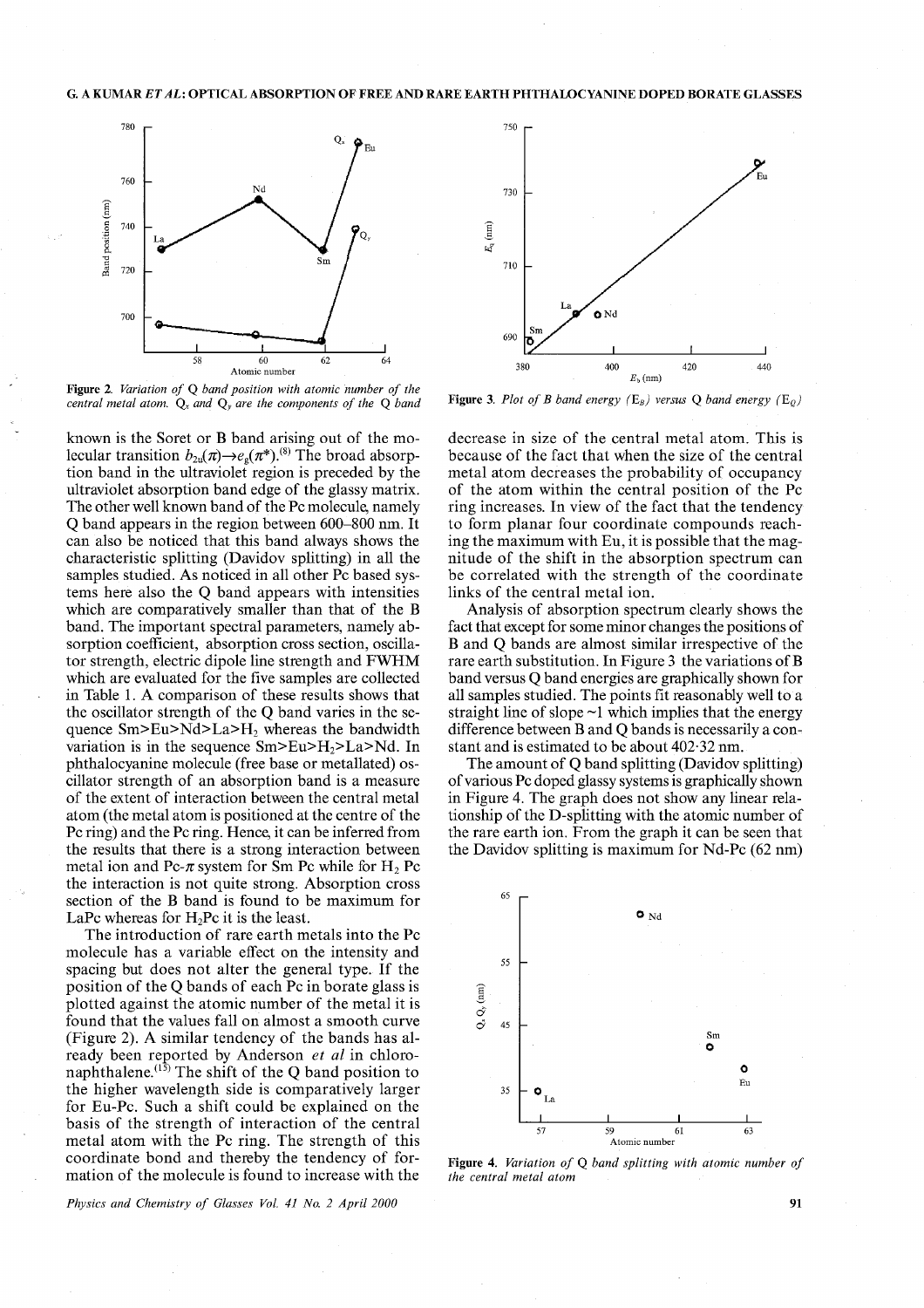Figure 2. *Variation of Q band position with atomic number of the central metal atom. $Q_x$ and $Q_y$ are the components of the Q band*

known is the Soret or B band arising out of the molecular transition $b_{2u}(\pi)\rightarrow e_g(\pi^*)$.[8] The broad absorption band in the ultraviolet region is preceded by the ultraviolet absorption band edge of the glassy matrix. The other well known band of the Pc molecule, namely Q band appears in the region between 600–800 nm. It can also be noticed that this band always shows the characteristic splitting (Davidov splitting) in all the samples studied. As noticed in all other Pc based systems here also the Q band appears with intensities which are comparatively smaller than that of the B band. The important spectral parameters, namely absorption coefficient, absorption cross section, oscillator strength, electric dipole line strength and FWHM which are evaluated for the five samples are collected in Table 1. A comparison of these results shows that the oscillator strength of the Q band varies in the sequence Sm>Eu>Nd>La>$H_2$ whereas the bandwidth variation is in the sequence Sm>Eu>$H_2$>La>Nd. In phthalocyanine molecule (free base or metallated) oscillator strength of an absorption band is a measure of the extent of interaction between the central metal atom (the metal atom is positioned at the centre of the Pc ring) and the Pc ring. Hence, it can be inferred from the results that there is a strong interaction between metal ion and Pc-$\pi$ system for Sm Pc while for $H_2$ Pc the interaction is not quite strong. Absorption cross section of the B band is found to be maximum for LaPc whereas for $H_2$Pc it is the least.

The introduction of rare earth metals into the Pc molecule has a variable effect on the intensity and spacing but does not alter the general type. If the position of the Q bands of each Pc in borate glass is plotted against the atomic number of the metal it is found that the values fall on almost a smooth curve (Figure 2). A similar tendency of the bands has already been reported by Anderson *et al* in chloronaphthalene.[15] The shift of the Q band position to the higher wavelength side is comparatively larger for Eu-Pc. Such a shift could be explained on the basis of the strength of interaction of the central metal atom with the Pc ring. The strength of this coordinate bond and thereby the tendency of formation of the molecule is found to increase with the decrease in size of the central metal atom. This is because of the fact that when the size of the central metal atom decreases the probability of occupancy of the atom within the central position of the Pc ring increases. In view of the fact that the tendency to form planar four coordinate compounds reaching the maximum with Eu, it is possible that the magnitude of the shift in the absorption spectrum can be correlated with the strength of the coordinate links of the central metal ion.

Analysis of absorption spectrum clearly shows the fact that except for some minor changes the positions of B and Q bands are almost similar irrespective of the rare earth substitution. In Figure 3 the variations of B band versus Q band energies are graphically shown for all samples studied. The points fit reasonably well to a straight line of slope ~1 which implies that the energy difference between B and Q bands is necessarily a constant and is estimated to be about 402·32 nm.

Figure 3. *Plot of B band energy ($E_B$) versus Q band energy ($E_Q$)*

The amount of Q band splitting (Davidov splitting) of various Pc doped glassy systems is graphically shown in Figure 4. The graph does not show any linear relationship of the D-splitting with the atomic number of the rare earth ion. From the graph it can be seen that the Davidov splitting is maximum for Nd-Pc (62 nm)

Figure 4. *Variation of Q band splitting with atomic number of the central metal atom*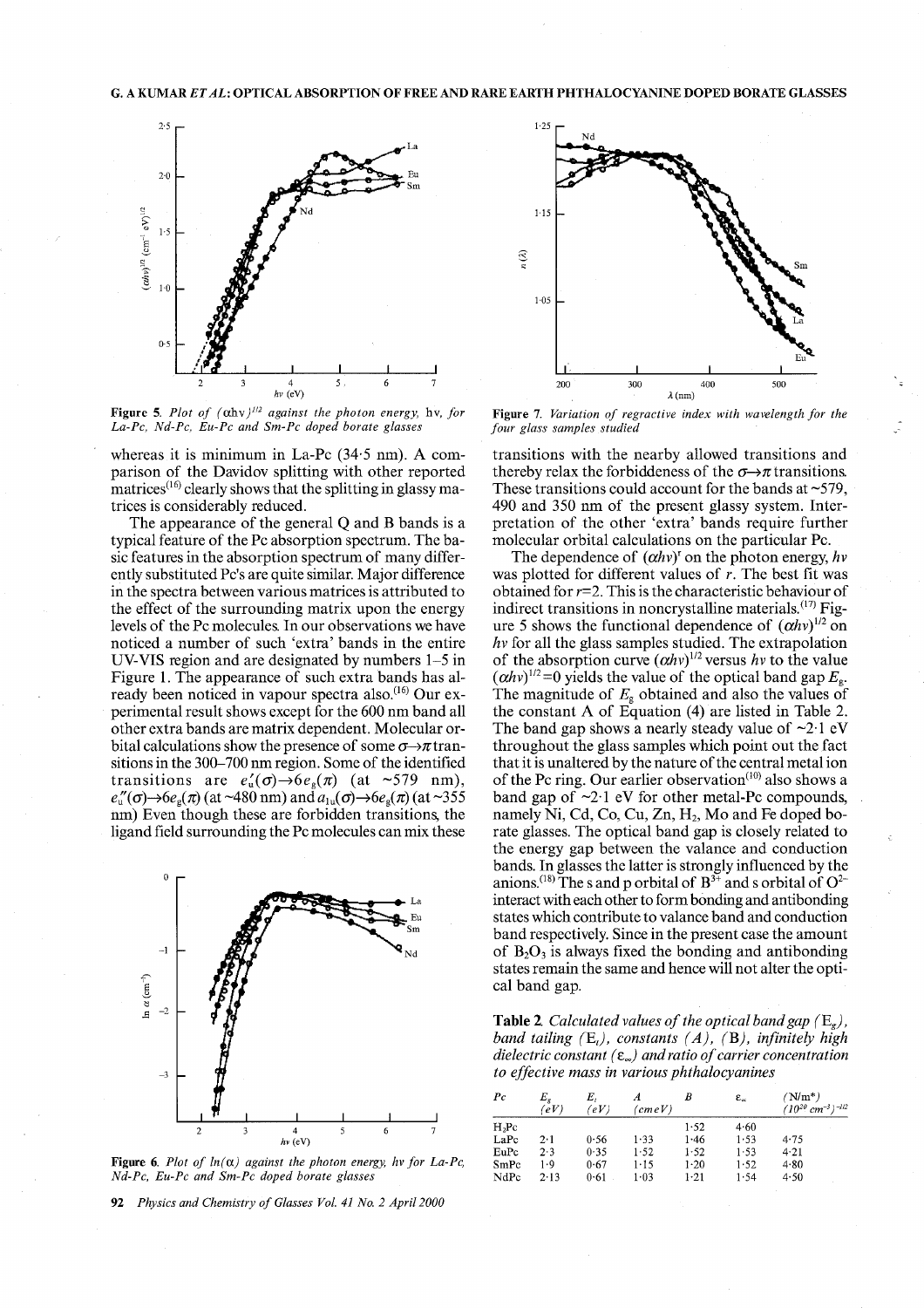Figure 5. *Plot of* $(\alpha h\nu)^{1/2}$ *against the photon energy,* $h\nu$*, for La-Pc, Nd-Pc, Eu-Pc and Sm-Pc doped borate glasses*

whereas it is minimum in La-Pc (34·5 nm). A comparison of the Davidov splitting with other reported matrices[16] clearly shows that the splitting in glassy matrices is considerably reduced.

The appearance of the general Q and B bands is a typical feature of the Pc absorption spectrum. The basic features in the absorption spectrum of many differently substituted Pc's are quite similar. Major difference in the spectra between various matrices is attributed to the effect of the surrounding matrix upon the energy levels of the Pc molecules. In our observations we have noticed a number of such 'extra' bands in the entire UV-VIS region and are designated by numbers 1–5 in Figure 1. The appearance of such extra bands has already been noticed in vapour spectra also.[16] Our experimental result shows except for the 600 nm band all other extra bands are matrix dependent. Molecular orbital calculations show the presence of some $\sigma\rightarrow\pi$ transitions in the 300–700 nm region. Some of the identified transitions are $e_u'(\sigma)\rightarrow 6e_g(\pi)$ (at ~579 nm), $e_u''(\sigma)\rightarrow 6e_g(\pi)$ (at ~480 nm) and $a_{1u}(\sigma)\rightarrow 6e_g(\pi)$ (at ~355 nm) Even though these are forbidden transitions, the ligand field surrounding the Pc molecules can mix these

Figure 6. *Plot of* $\ln(\alpha)$ *against the photon energy,* $h\nu$ *for La-Pc, Nd-Pc, Eu-Pc and Sm-Pc doped borate glasses*

Figure 7. *Variation of regractive index with wavelength for the four glass samples studied*

transitions with the nearby allowed transitions and thereby relax the forbiddeness of the $\sigma\rightarrow\pi$ transitions. These transitions could account for the bands at ~579, 490 and 350 nm of the present glassy system. Interpretation of the other 'extra' bands require further molecular orbital calculations on the particular Pc.

The dependence of $(\alpha h\nu)^r$ on the photon energy, $h\nu$ was plotted for different values of $r$. The best fit was obtained for $r$=2. This is the characteristic behaviour of indirect transitions in noncrystalline materials.[17] Figure 5 shows the functional dependence of $(\alpha h\nu)^{1/2}$ on $h\nu$ for all the glass samples studied. The extrapolation of the absorption curve $(\alpha h\nu)^{1/2}$ versus $h\nu$ to the value $(\alpha h\nu)^{1/2}=0$ yields the value of the optical band gap $E_g$. The magnitude of $E_g$ obtained and also the values of the constant A of Equation (4) are listed in Table 2. The band gap shows a nearly steady value of ~2·1 eV throughout the glass samples which point out the fact that it is unaltered by the nature of the central metal ion of the Pc ring. Our earlier observation[10] also shows a band gap of ~2·1 eV for other metal-Pc compounds, namely Ni, Cd, Co, Cu, Zn, $H_2$, Mo and Fe doped borate glasses. The optical band gap is closely related to the energy gap between the valance and conduction bands. In glasses the latter is strongly influenced by the anions.[18] The s and p orbital of $B^{3+}$ and s orbital of $O^{2-}$ interact with each other to form bonding and antibonding states which contribute to valance band and conduction band respectively. Since in the present case the amount of $B_2O_3$ is always fixed the bonding and antibonding states remain the same and hence will not alter the optical band gap.

**Table 2.** *Calculated values of the optical band gap* ($E_g$)*, band tailing* ($E_t$)*, constants* (*A*)*,* (*B*)*, infinitely high dielectric constant* ($\varepsilon_\infty$) *and ratio of carrier concentration to effective mass in various phthalocyanines*

| Pc | $E_g$ (eV) | $E_t$ (eV) | A (cmeV) | B | $\varepsilon_\infty$ | (N/m*) ($10^{20}$ cm$^{-3}$)$^{-1/2}$ |
|---|---|---|---|---|---|---|
| $H_2Pc$ | | | | 1·52 | 4·60 | |
| LaPc | 2·1 | 0·56 | 1·33 | 1·46 | 1·53 | 4·75 |
| EuPc | 2·3 | 0·35 | 1·52 | 1·52 | 1·53 | 4·21 |
| SmPc | 1·9 | 0·67 | 1·15 | 1·20 | 1·52 | 4·80 |
| NdPc | 2·13 | 0·61 | 1·03 | 1·21 | 1·54 | 4·50 |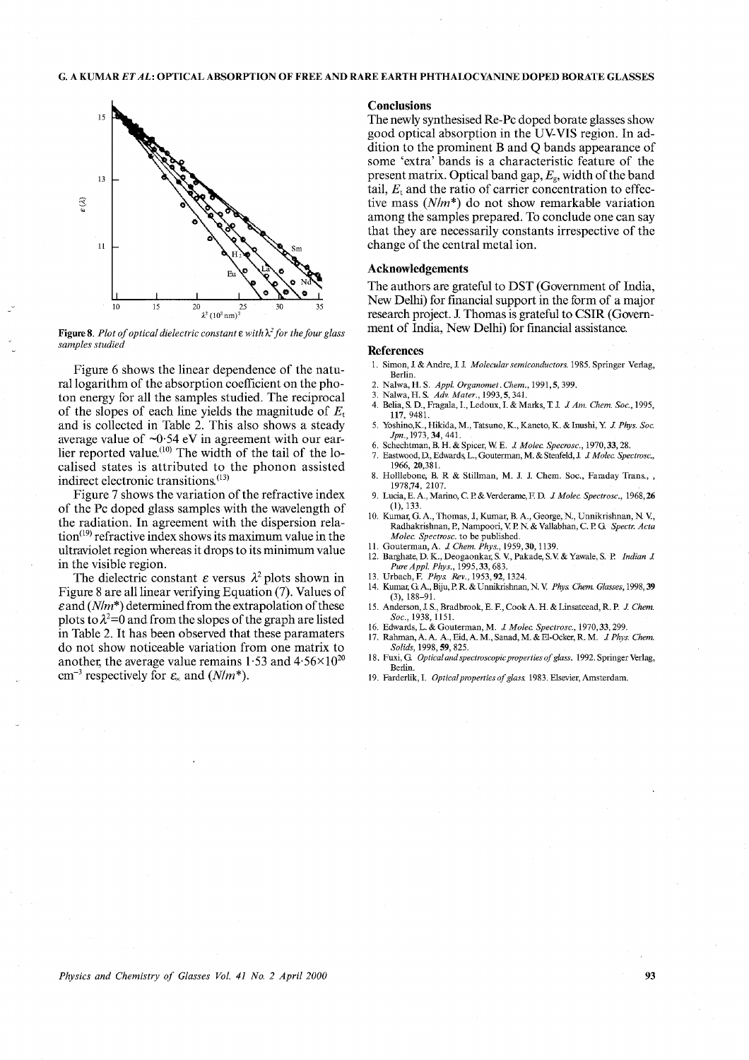15

13

11

ε(λ)

H₂

Sm

Eu

La

Nd

10 15 20 25 30 35

$\lambda^2$ ($10^2$ nm)$^2$

**Figure 8.** *Plot of optical dielectric constant ε with $\lambda^2$ for the four glass samples studied*

Figure 6 shows the linear dependence of the natural logarithm of the absorption coefficient on the photon energy for all the samples studied. The reciprocal of the slopes of each line yields the magnitude of $E_t$ and is collected in Table 2. This also shows a steady average value of ~0·54 eV in agreement with our earlier reported value.[10] The width of the tail of the localised states is attributed to the phonon assisted indirect electronic transitions.[13]

Figure 7 shows the variation of the refractive index of the Pc doped glass samples with the wavelength of the radiation. In agreement with the dispersion relation[19] refractive index shows its maximum value in the ultraviolet region whereas it drops to its minimum value in the visible region.

The dielectric constant $\varepsilon$ versus $\lambda^2$ plots shown in Figure 8 are all linear verifying Equation (7). Values of $\varepsilon$ and ($N/m^*$) determined from the extrapolation of these plots to $\lambda^2=0$ and from the slopes of the graph are listed in Table 2. It has been observed that these paramaters do not show noticeable variation from one matrix to another, the average value remains 1·53 and 4·56×10[20] cm[−3] respectively for $\varepsilon_\infty$ and ($N/m^*$).

## Conclusions

The newly synthesised Re-Pc doped borate glasses show good optical absorption in the UV-VIS region. In addition to the prominent B and Q bands appearance of some 'extra' bands is a characteristic feature of the present matrix. Optical band gap, $E_g$, width of the band tail, $E_t$ and the ratio of carrier concentration to effective mass ($N/m^*$) do not show remarkable variation among the samples prepared. To conclude one can say that they are necessarily constants irrespective of the change of the central metal ion.

## Acknowledgements

The authors are grateful to DST (Government of India, New Delhi) for financial support in the form of a major research project. J. Thomas is grateful to CSIR (Government of India, New Delhi) for financial assistance.

## References

1. Simon, J. & Andre, J. J. *Molecular semiconductors.* 1985. Springer Verlag, Berlin.
2. Nalwa, H. S. *Appl. Organomet. Chem.*, 1991, **5**, 399.
3. Nalwa, H. S. *Adv. Mater.*, 1993, **5**, 341.
4. Belia, S. D., Fragala, I., Ledoux, I. & Marks, T. J. *J. Am. Chem. Soc.*, 1995, **117**, 9481.
5. Yoshino, K., Hikida, M., Tatsuno, K., Kaneto, K. & Inushi, Y. *J. Phys. Soc. Jpn.*, 1973, **34**, 441.
6. Schechtman, B. H. & Spicer, W. E. *J. Molec. Specrosc.*, 1970, **33**, 28.
7. Eastwood, D., Edwards, L., Gouterman, M. & Stenfeld, J. *J. Molec. Spectrosc.*, 1966, **20**, 381.
8. Holllebone, B. R & Stillman, M. J. J. Chem. Soc., Faraday Trans., , 1978, **74**, 2107.
9. Lucia, E. A., Marino, C. P. & Verderame, F. D. *J. Molec. Spectrosc.*, 1968, **26** (1), 133.
10. Kumar, G. A., Thomas, J., Kumar, B. A., George, N., Unnikrishnan, N. V., Radhakrishnan, P., Nampoori, V. P. N. & Vallabhan, C. P. G. *Spectr. Acta Molec. Spectrosc.* to be published.
11. Gouterman, A. *J. Chem. Phys.*, 1959, **30**, 1139.
12. Barghate, D. K., Deogaonkar, S. V., Pakade, S. V. & Yawale, S. P. *Indian J. Pure Appl. Phys.*, 1995, **33**, 683.
13. Urbach, F. *Phys. Rev.*, 1953, **92**, 1324.
14. Kumar, G. A., Biju, P. R. & Unnikrishnan, N. V. *Phys. Chem. Glasses*, 1998, **39** (3), 188–91.
15. Anderson, J. S., Bradbrook, E. F., Cook A. H. & Linsatcead, R. P. *J. Chem. Soc.*, 1938, 1151.
16. Edwards, L. & Gouterman, M. *J. Molec. Spectrosc.*, 1970, **33**, 299.
17. Rahman, A. A. A., Eid, A. M., Sanad, M. & El-Ocker, R. M. *J. Phys. Chem. Solids*, 1998, **59**, 825.
18. Fuxi, G. *Optical and spectroscopic properties of glass.* 1992. Springer Verlag, Berlin.
19. Farderlik, I. *Optical properties of glass.* 1983. Elsevier, Amsterdam.